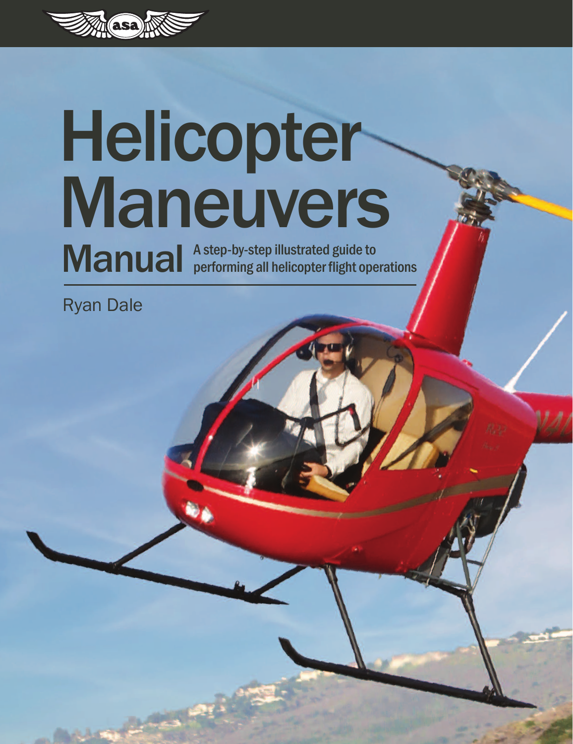# Helicopter Maneuvers Manual

A step-by-step illustrated guide to performing all helicopter flight operations

Ryan Dale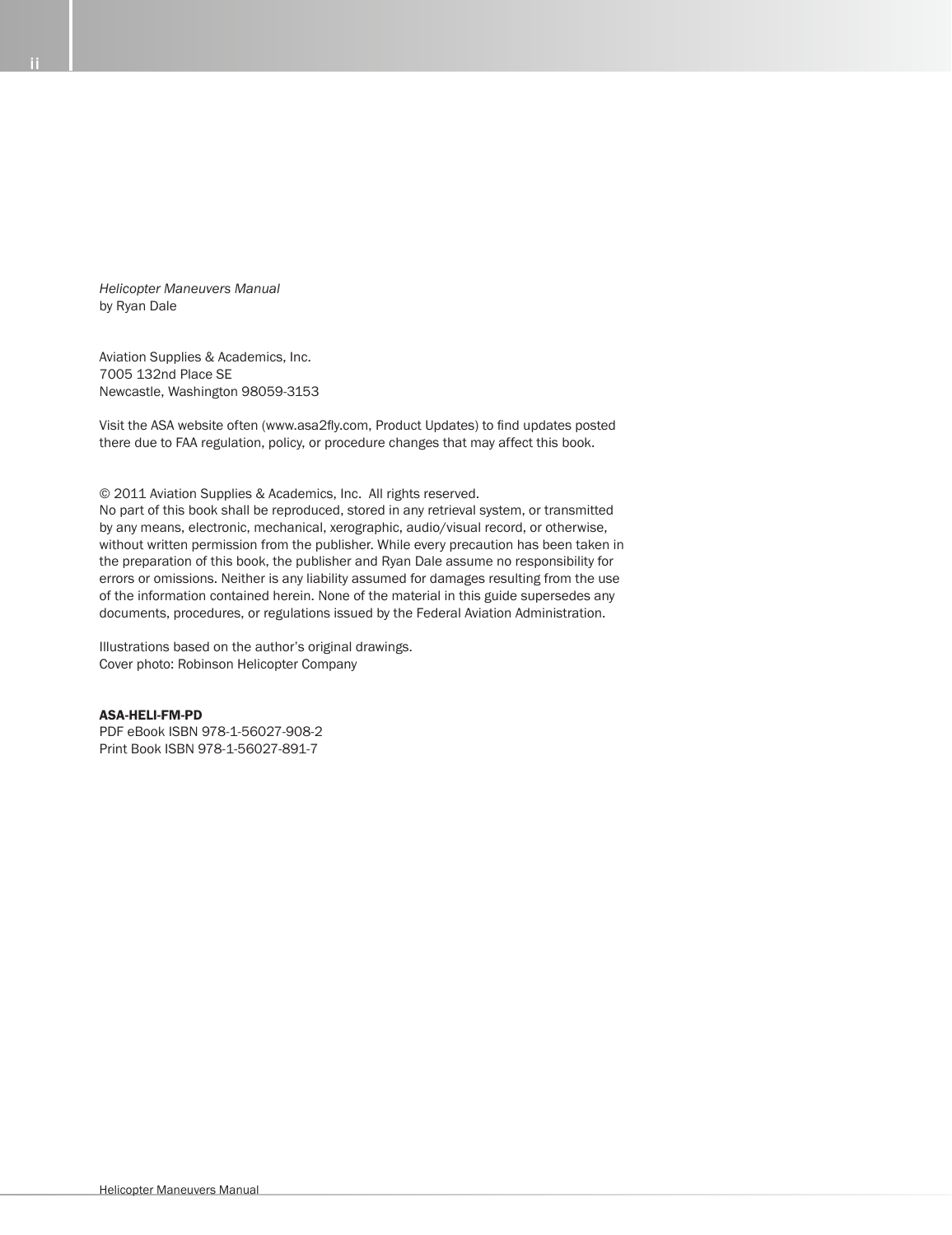*Helicopter Maneuvers Manual*
by Ryan Dale

Aviation Supplies & Academics, Inc.
7005 132nd Place SE
Newcastle, Washington 98059-3153

Visit the ASA website often (www.asa2fly.com, Product Updates) to find updates posted there due to FAA regulation, policy, or procedure changes that may affect this book.

© 2011 Aviation Supplies & Academics, Inc. All rights reserved.
No part of this book shall be reproduced, stored in any retrieval system, or transmitted by any means, electronic, mechanical, xerographic, audio/visual record, or otherwise, without written permission from the publisher. While every precaution has been taken in the preparation of this book, the publisher and Ryan Dale assume no responsibility for errors or omissions. Neither is any liability assumed for damages resulting from the use of the information contained herein. None of the material in this guide supersedes any documents, procedures, or regulations issued by the Federal Aviation Administration.

Illustrations based on the author's original drawings.
Cover photo: Robinson Helicopter Company

**ASA-HELI-FM-PD**
PDF eBook ISBN 978-1-56027-908-2
Print Book ISBN 978-1-56027-891-7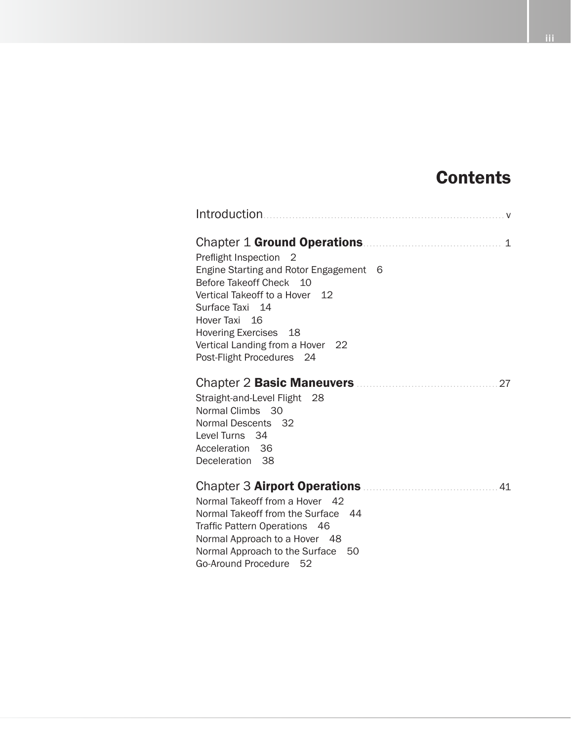# Contents

Introduction ........ v

## Chapter 1 **Ground Operations** ........ 1

Preflight Inspection 2
Engine Starting and Rotor Engagement 6
Before Takeoff Check 10
Vertical Takeoff to a Hover 12
Surface Taxi 14
Hover Taxi 16
Hovering Exercises 18
Vertical Landing from a Hover 22
Post-Flight Procedures 24

## Chapter 2 **Basic Maneuvers** ........ 27

Straight-and-Level Flight 28
Normal Climbs 30
Normal Descents 32
Level Turns 34
Acceleration 36
Deceleration 38

## Chapter 3 **Airport Operations** ........ 41

Normal Takeoff from a Hover 42
Normal Takeoff from the Surface 44
Traffic Pattern Operations 46
Normal Approach to a Hover 48
Normal Approach to the Surface 50
Go-Around Procedure 52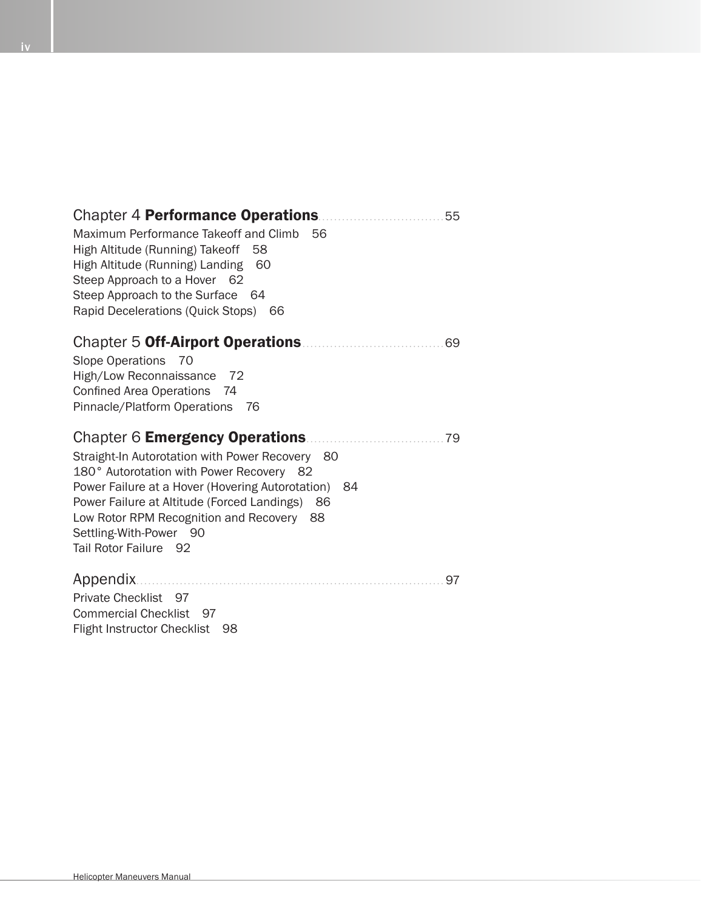## Chapter 4 **Performance Operations** ............................ 55

Maximum Performance Takeoff and Climb 56
High Altitude (Running) Takeoff 58
High Altitude (Running) Landing 60
Steep Approach to a Hover 62
Steep Approach to the Surface 64
Rapid Decelerations (Quick Stops) 66

## Chapter 5 **Off-Airport Operations** ............................ 69

Slope Operations 70
High/Low Reconnaissance 72
Confined Area Operations 74
Pinnacle/Platform Operations 76

## Chapter 6 **Emergency Operations** ............................ 79

Straight-In Autorotation with Power Recovery 80
180° Autorotation with Power Recovery 82
Power Failure at a Hover (Hovering Autorotation) 84
Power Failure at Altitude (Forced Landings) 86
Low Rotor RPM Recognition and Recovery 88
Settling-With-Power 90
Tail Rotor Failure 92

## Appendix ............................................................ 97

Private Checklist 97
Commercial Checklist 97
Flight Instructor Checklist 98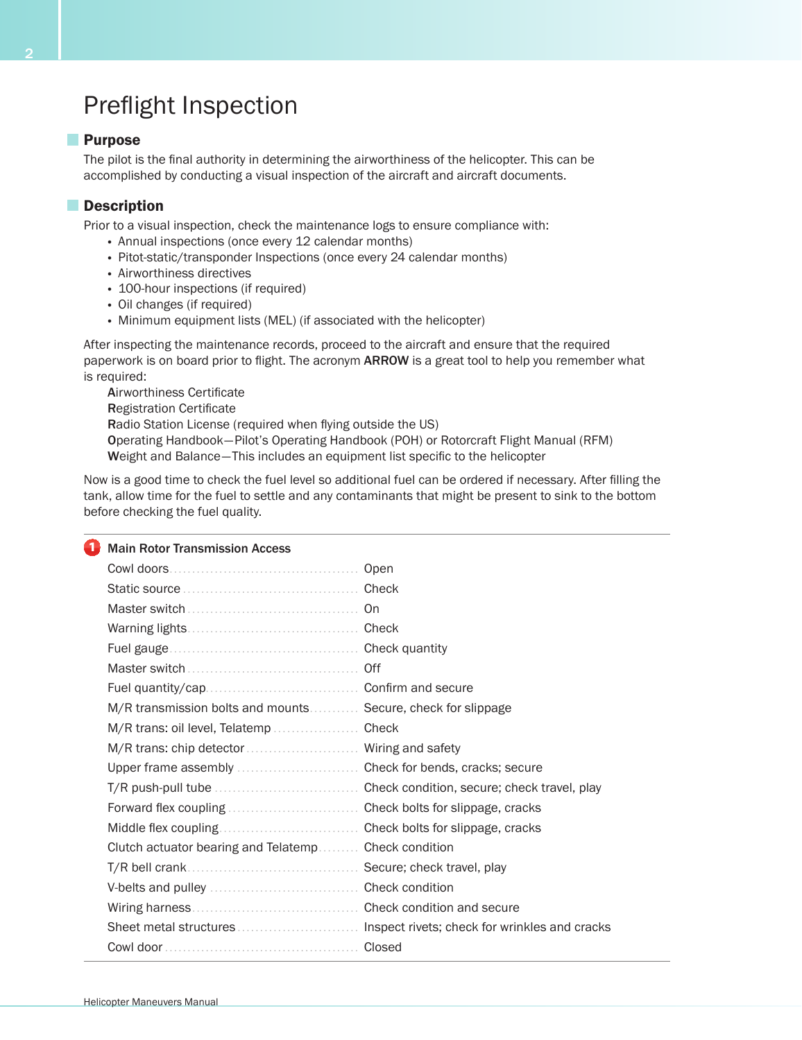# Preflight Inspection

## Purpose

The pilot is the final authority in determining the airworthiness of the helicopter. This can be accomplished by conducting a visual inspection of the aircraft and aircraft documents.

## Description

Prior to a visual inspection, check the maintenance logs to ensure compliance with:

- Annual inspections (once every 12 calendar months)
- Pitot-static/transponder Inspections (once every 24 calendar months)
- Airworthiness directives
- 100-hour inspections (if required)
- Oil changes (if required)
- Minimum equipment lists (MEL) (if associated with the helicopter)

After inspecting the maintenance records, proceed to the aircraft and ensure that the required paperwork is on board prior to flight. The acronym **ARROW** is a great tool to help you remember what is required:

**A**irworthiness Certificate
**R**egistration Certificate
**R**adio Station License (required when flying outside the US)
**O**perating Handbook—Pilot's Operating Handbook (POH) or Rotorcraft Flight Manual (RFM)
**W**eight and Balance—This includes an equipment list specific to the helicopter

Now is a good time to check the fuel level so additional fuel can be ordered if necessary. After filling the tank, allow time for the fuel to settle and any contaminants that might be present to sink to the bottom before checking the fuel quality.

### 1 Main Rotor Transmission Access

| Item | Action |
|---|---|
| Cowl doors | Open |
| Static source | Check |
| Master switch | On |
| Warning lights | Check |
| Fuel gauge | Check quantity |
| Master switch | Off |
| Fuel quantity/cap | Confirm and secure |
| M/R transmission bolts and mounts | Secure, check for slippage |
| M/R trans: oil level, Telatemp | Check |
| M/R trans: chip detector | Wiring and safety |
| Upper frame assembly | Check for bends, cracks; secure |
| T/R push-pull tube | Check condition, secure; check travel, play |
| Forward flex coupling | Check bolts for slippage, cracks |
| Middle flex coupling | Check bolts for slippage, cracks |
| Clutch actuator bearing and Telatemp | Check condition |
| T/R bell crank | Secure; check travel, play |
| V-belts and pulley | Check condition |
| Wiring harness | Check condition and secure |
| Sheet metal structures | Inspect rivets; check for wrinkles and cracks |
| Cowl door | Closed |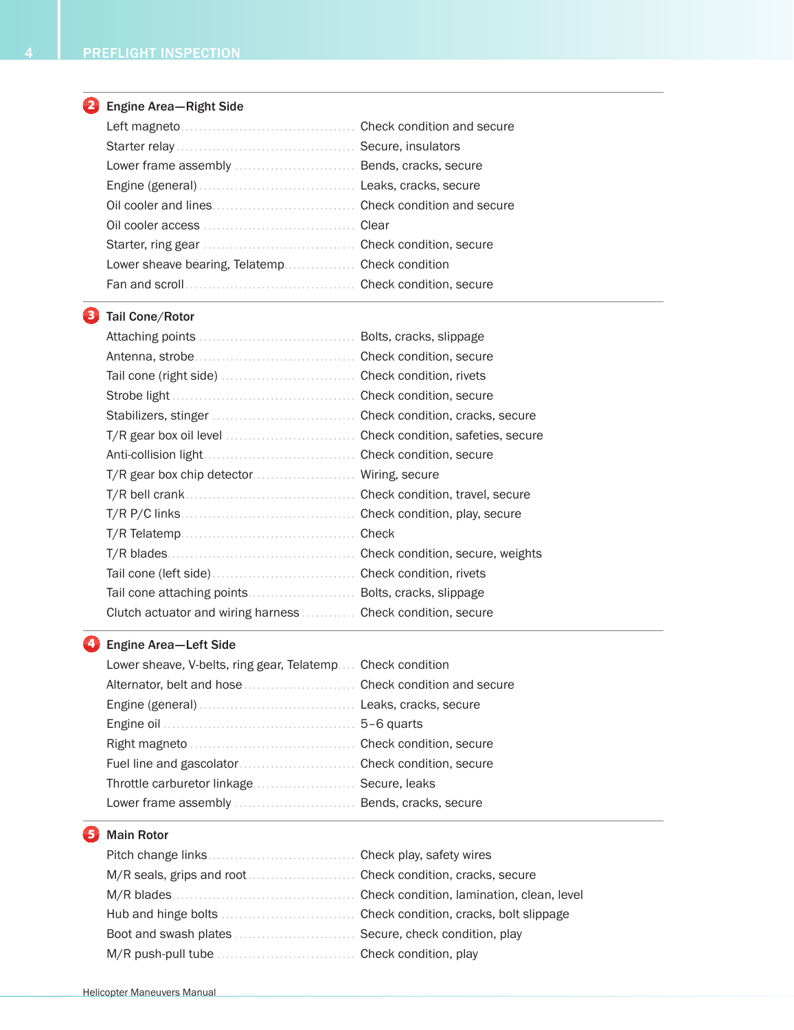## 2 Engine Area—Right Side

| Item | Check |
|---|---|
| Left magneto | Check condition and secure |
| Starter relay | Secure, insulators |
| Lower frame assembly | Bends, cracks, secure |
| Engine (general) | Leaks, cracks, secure |
| Oil cooler and lines | Check condition and secure |
| Oil cooler access | Clear |
| Starter, ring gear | Check condition, secure |
| Lower sheave bearing, Telatemp | Check condition |
| Fan and scroll | Check condition, secure |

## 3 Tail Cone/Rotor

| Item | Check |
|---|---|
| Attaching points | Bolts, cracks, slippage |
| Antenna, strobe | Check condition, secure |
| Tail cone (right side) | Check condition, rivets |
| Strobe light | Check condition, secure |
| Stabilizers, stinger | Check condition, cracks, secure |
| T/R gear box oil level | Check condition, safeties, secure |
| Anti-collision light | Check condition, secure |
| T/R gear box chip detector | Wiring, secure |
| T/R bell crank | Check condition, travel, secure |
| T/R P/C links | Check condition, play, secure |
| T/R Telatemp | Check |
| T/R blades | Check condition, secure, weights |
| Tail cone (left side) | Check condition, rivets |
| Tail cone attaching points | Bolts, cracks, slippage |
| Clutch actuator and wiring harness | Check condition, secure |

## 4 Engine Area—Left Side

| Item | Check |
|---|---|
| Lower sheave, V-belts, ring gear, Telatemp | Check condition |
| Alternator, belt and hose | Check condition and secure |
| Engine (general) | Leaks, cracks, secure |
| Engine oil | 5–6 quarts |
| Right magneto | Check condition, secure |
| Fuel line and gascolator | Check condition, secure |
| Throttle carburetor linkage | Secure, leaks |
| Lower frame assembly | Bends, cracks, secure |

## 5 Main Rotor

| Item | Check |
|---|---|
| Pitch change links | Check play, safety wires |
| M/R seals, grips and root | Check condition, cracks, secure |
| M/R blades | Check condition, lamination, clean, level |
| Hub and hinge bolts | Check condition, cracks, bolt slippage |
| Boot and swash plates | Secure, check condition, play |
| M/R push-pull tube | Check condition, play |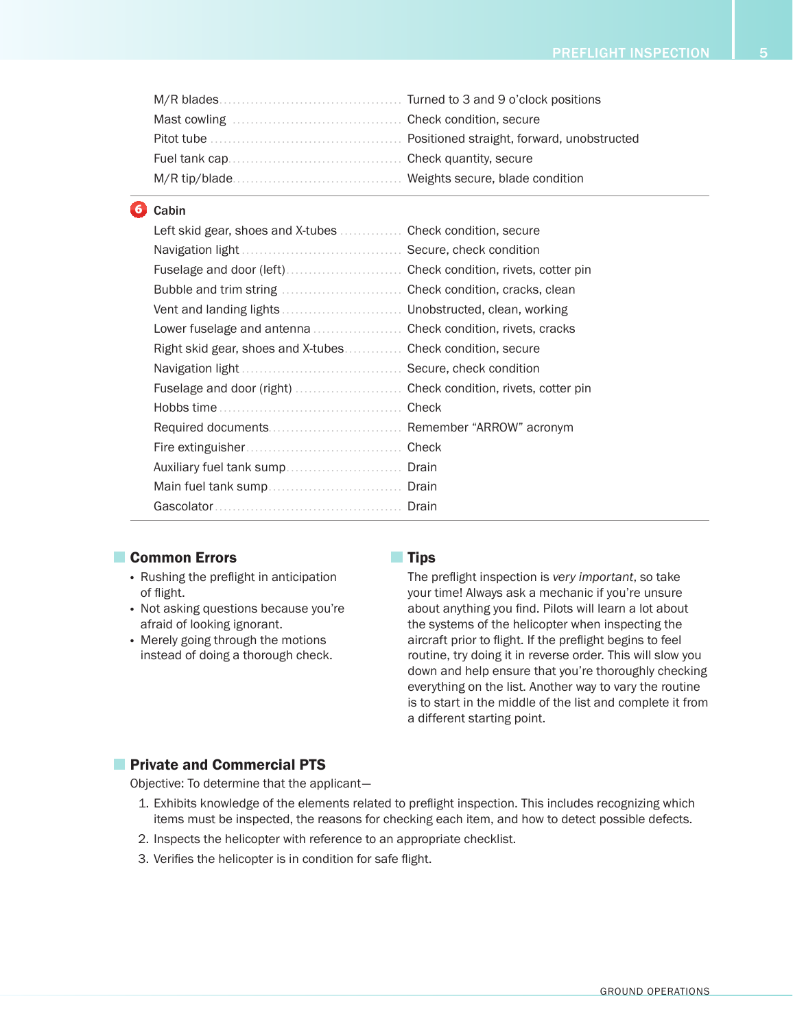| | |
|---|---|
| M/R blades | Turned to 3 and 9 o'clock positions |
| Mast cowling | Check condition, secure |
| Pitot tube | Positioned straight, forward, unobstructed |
| Fuel tank cap | Check quantity, secure |
| M/R tip/blade | Weights secure, blade condition |

**6 Cabin**

| | |
|---|---|
| Left skid gear, shoes and X-tubes | Check condition, secure |
| Navigation light | Secure, check condition |
| Fuselage and door (left) | Check condition, rivets, cotter pin |
| Bubble and trim string | Check condition, cracks, clean |
| Vent and landing lights | Unobstructed, clean, working |
| Lower fuselage and antenna | Check condition, rivets, cracks |
| Right skid gear, shoes and X-tubes | Check condition, secure |
| Navigation light | Secure, check condition |
| Fuselage and door (right) | Check condition, rivets, cotter pin |
| Hobbs time | Check |
| Required documents | Remember "ARROW" acronym |
| Fire extinguisher | Check |
| Auxiliary fuel tank sump | Drain |
| Main fuel tank sump | Drain |
| Gascolator | Drain |

## Common Errors

- Rushing the preflight in anticipation of flight.
- Not asking questions because you're afraid of looking ignorant.
- Merely going through the motions instead of doing a thorough check.

## Tips

The preflight inspection is *very important*, so take your time! Always ask a mechanic if you're unsure about anything you find. Pilots will learn a lot about the systems of the helicopter when inspecting the aircraft prior to flight. If the preflight begins to feel routine, try doing it in reverse order. This will slow you down and help ensure that you're thoroughly checking everything on the list. Another way to vary the routine is to start in the middle of the list and complete it from a different starting point.

## Private and Commercial PTS

Objective: To determine that the applicant—

1. Exhibits knowledge of the elements related to preflight inspection. This includes recognizing which items must be inspected, the reasons for checking each item, and how to detect possible defects.
2. Inspects the helicopter with reference to an appropriate checklist.
3. Verifies the helicopter is in condition for safe flight.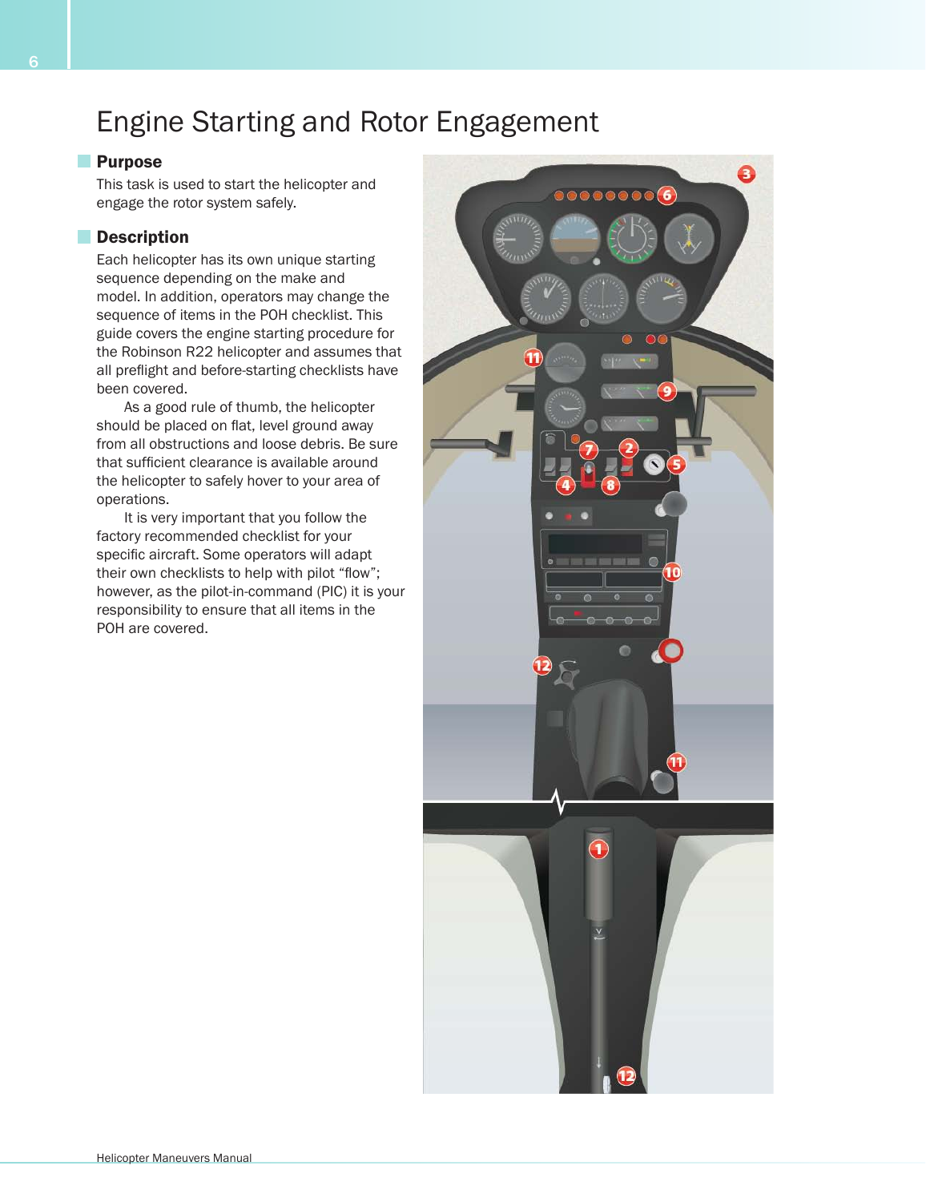# Engine Starting and Rotor Engagement

## Purpose

This task is used to start the helicopter and engage the rotor system safely.

## Description

Each helicopter has its own unique starting sequence depending on the make and model. In addition, operators may change the sequence of items in the POH checklist. This guide covers the engine starting procedure for the Robinson R22 helicopter and assumes that all preflight and before-starting checklists have been covered.

As a good rule of thumb, the helicopter should be placed on flat, level ground away from all obstructions and loose debris. Be sure that sufficient clearance is available around the helicopter to safely hover to your area of operations.

It is very important that you follow the factory recommended checklist for your specific aircraft. Some operators will adapt their own checklists to help with pilot "flow"; however, as the pilot-in-command (PIC) it is your responsibility to ensure that all items in the POH are covered.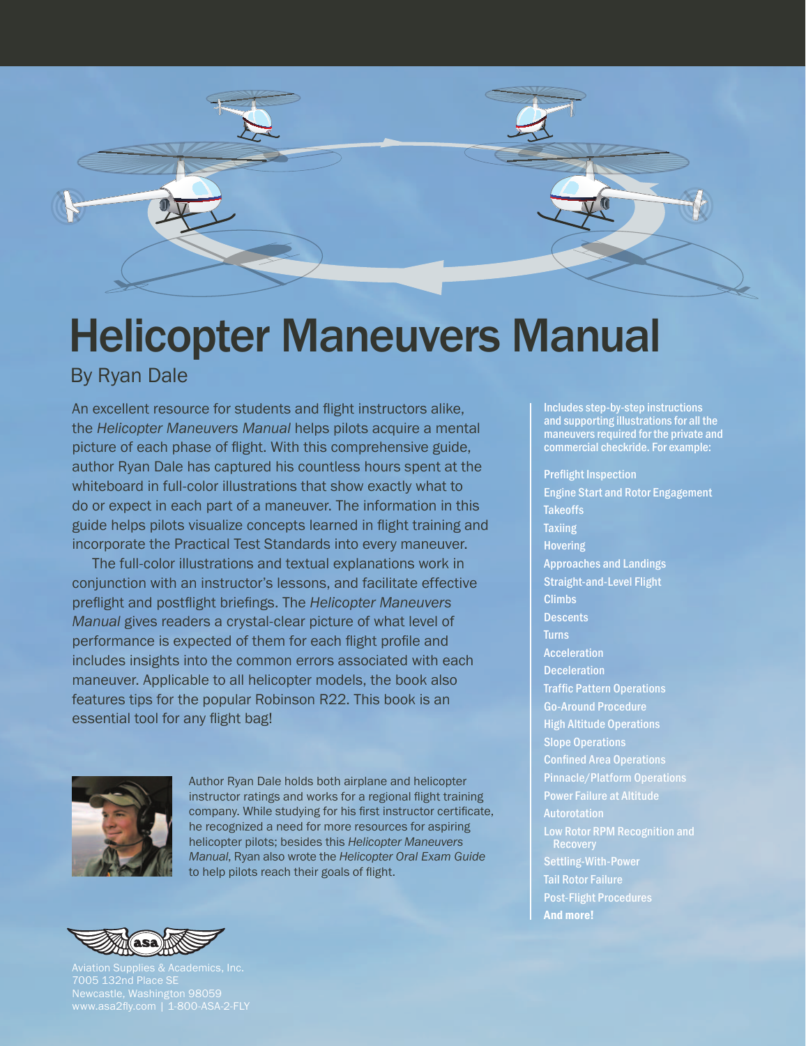# Helicopter Maneuvers Manual

By Ryan Dale

An excellent resource for students and flight instructors alike, the *Helicopter Maneuvers Manual* helps pilots acquire a mental picture of each phase of flight. With this comprehensive guide, author Ryan Dale has captured his countless hours spent at the whiteboard in full-color illustrations that show exactly what to do or expect in each part of a maneuver. The information in this guide helps pilots visualize concepts learned in flight training and incorporate the Practical Test Standards into every maneuver.

The full-color illustrations and textual explanations work in conjunction with an instructor's lessons, and facilitate effective preflight and postflight briefings. The *Helicopter Maneuvers Manual* gives readers a crystal-clear picture of what level of performance is expected of them for each flight profile and includes insights into the common errors associated with each maneuver. Applicable to all helicopter models, the book also features tips for the popular Robinson R22. This book is an essential tool for any flight bag!

Author Ryan Dale holds both airplane and helicopter instructor ratings and works for a regional flight training company. While studying for his first instructor certificate, he recognized a need for more resources for aspiring helicopter pilots; besides this *Helicopter Maneuvers Manual*, Ryan also wrote the *Helicopter Oral Exam Guide* to help pilots reach their goals of flight.

Includes step-by-step instructions and supporting illustrations for all the maneuvers required for the private and commercial checkride. For example:

- Preflight Inspection
- Engine Start and Rotor Engagement
- Takeoffs
- Taxiing
- Hovering
- Approaches and Landings
- Straight-and-Level Flight
- Climbs
- Descents
- Turns
- Acceleration
- Deceleration
- Traffic Pattern Operations
- Go-Around Procedure
- High Altitude Operations
- Slope Operations
- Confined Area Operations
- Pinnacle/Platform Operations
- Power Failure at Altitude
- Autorotation
- Low Rotor RPM Recognition and Recovery
- Settling-With-Power
- Tail Rotor Failure
- Post-Flight Procedures
- **And more!**

Aviation Supplies & Academics, Inc.
7005 132nd Place SE
Newcastle, Washington 98059
www.asa2fly.com | 1-800-ASA-2-FLY